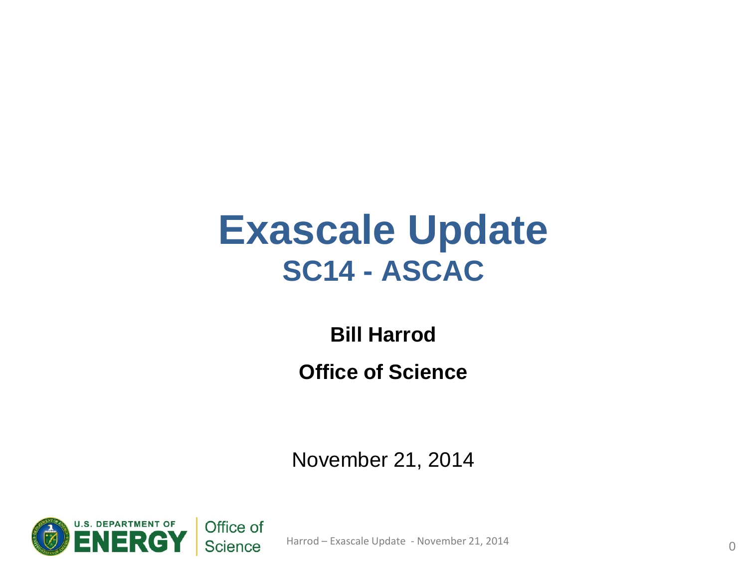# Exascale Update

## SC14 - ASCAC

**Bill Harrod**

**Office of Science**

November 21, 2014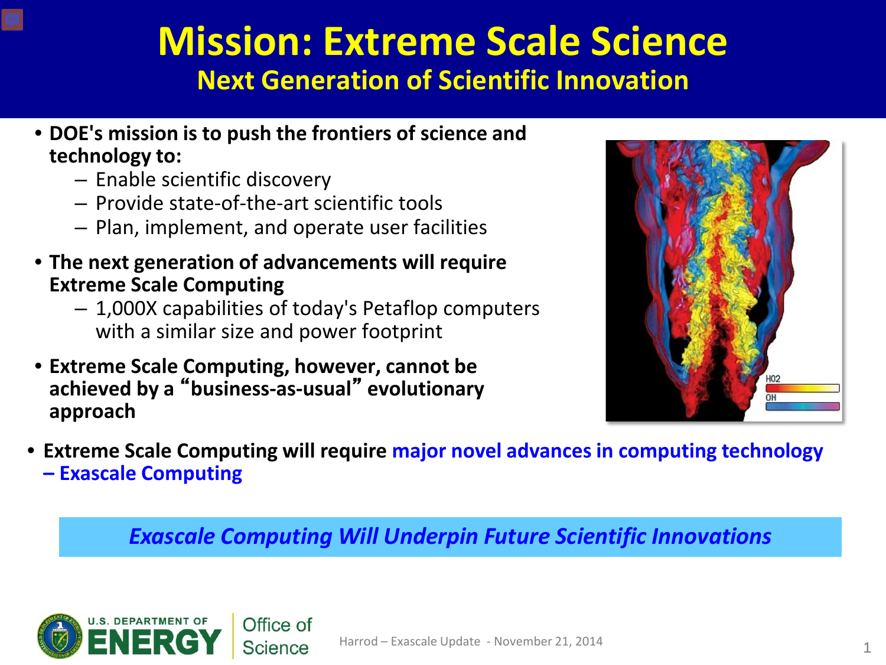# Mission: Extreme Scale Science

## Next Generation of Scientific Innovation

- **DOE's mission is to push the frontiers of science and technology to:**
  - Enable scientific discovery
  - Provide state-of-the-art scientific tools
  - Plan, implement, and operate user facilities
- **The next generation of advancements will require Extreme Scale Computing**
  - 1,000X capabilities of today's Petaflop computers with a similar size and power footprint
- **Extreme Scale Computing, however, cannot be achieved by a "business-as-usual" evolutionary approach**
- **Extreme Scale Computing will require major novel advances in computing technology – Exascale Computing**

***Exascale Computing Will Underpin Future Scientific Innovations***

Harrod – Exascale Update - November 21, 2014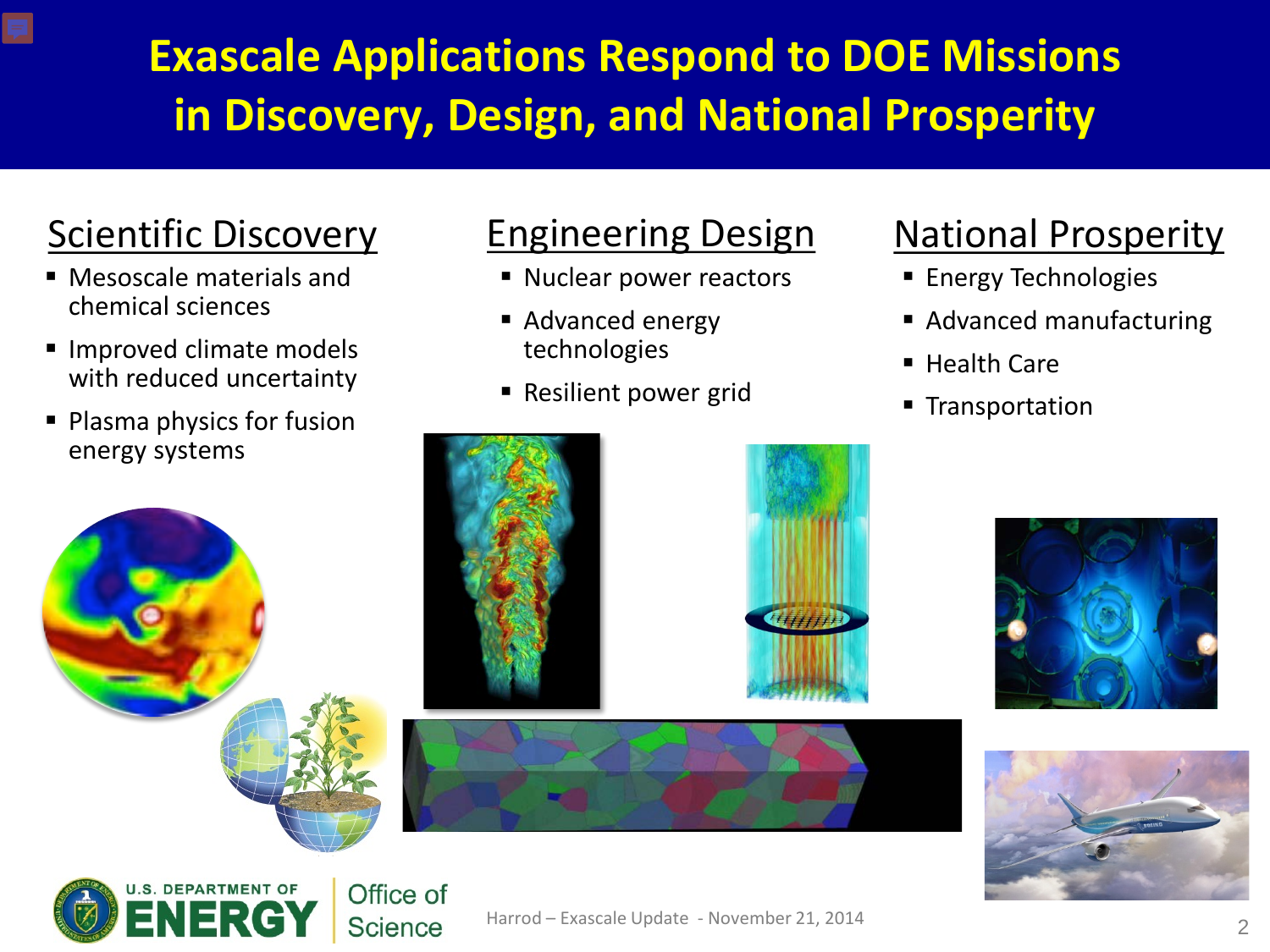# Exascale Applications Respond to DOE Missions in Discovery, Design, and National Prosperity

## Scientific Discovery

- Mesoscale materials and chemical sciences
- Improved climate models with reduced uncertainty
- Plasma physics for fusion energy systems

## Engineering Design

- Nuclear power reactors
- Advanced energy technologies
- Resilient power grid

## National Prosperity

- Energy Technologies
- Advanced manufacturing
- Health Care
- Transportation

Harrod – Exascale Update - November 21, 2014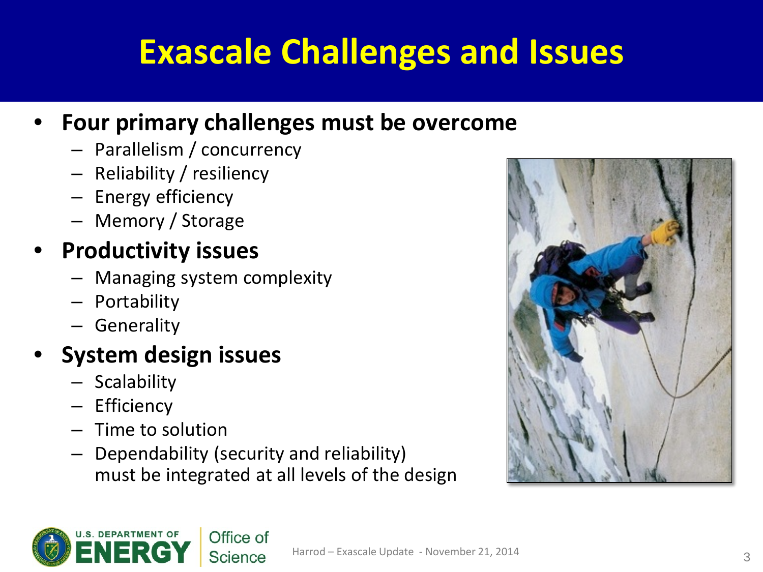# Exascale Challenges and Issues

- **Four primary challenges must be overcome**
  - Parallelism / concurrency
  - Reliability / resiliency
  - Energy efficiency
  - Memory / Storage
- **Productivity issues**
  - Managing system complexity
  - Portability
  - Generality
- **System design issues**
  - Scalability
  - Efficiency
  - Time to solution
  - Dependability (security and reliability) must be integrated at all levels of the design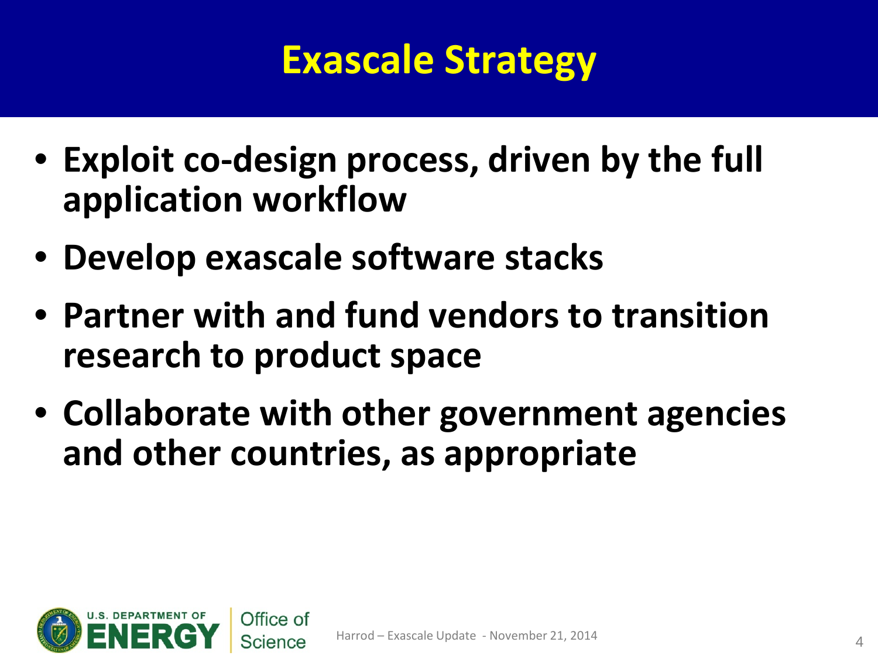# Exascale Strategy

- **Exploit co-design process, driven by the full application workflow**
- **Develop exascale software stacks**
- **Partner with and fund vendors to transition research to product space**
- **Collaborate with other government agencies and other countries, as appropriate**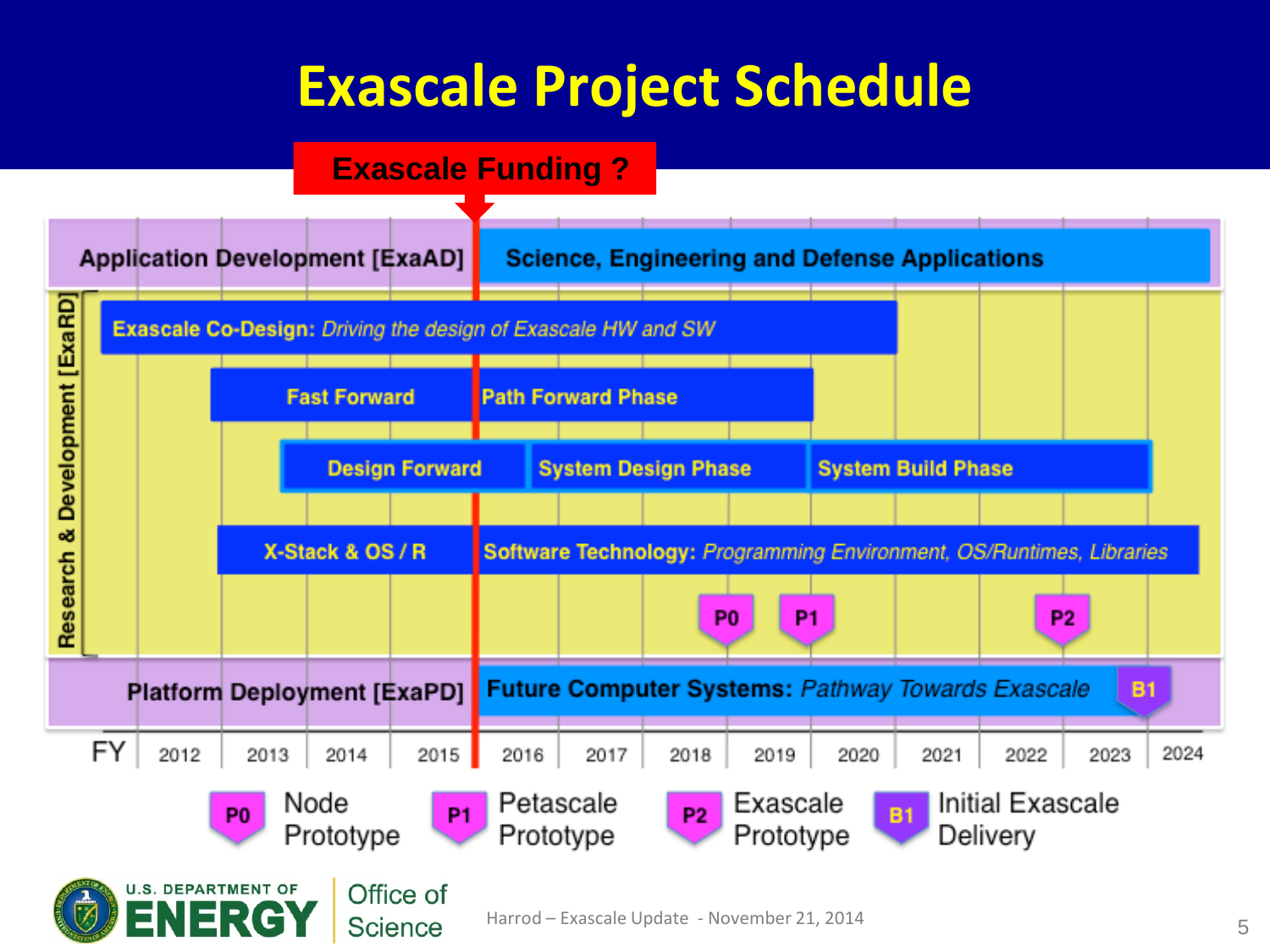# Exascale Project Schedule

**Exascale Funding ?**

| | |
|---|---|
| **Application Development [ExaAD]** | **Science, Engineering and Defense Applications** |

**Research & Development [ExaRD]**

- **Exascale Co-Design:** *Driving the design of Exascale HW and SW*
- **Fast Forward** → **Path Forward Phase**
- **Design Forward** → **System Design Phase** → **System Build Phase**
- **X-Stack & OS / R** → **Software Technology:** *Programming Environment, OS/Runtimes, Libraries*
- P0, P1, P2

| | |
|---|---|
| **Platform Deployment [ExaPD]** | **Future Computer Systems:** *Pathway Towards Exascale* B1 |

FY 2012 2013 2014 2015 2016 2017 2018 2019 2020 2021 2022 2023 2024

- **P0** Node Prototype
- **P1** Petascale Prototype
- **P2** Exascale Prototype
- **B1** Initial Exascale Delivery

Harrod – Exascale Update - November 21, 2014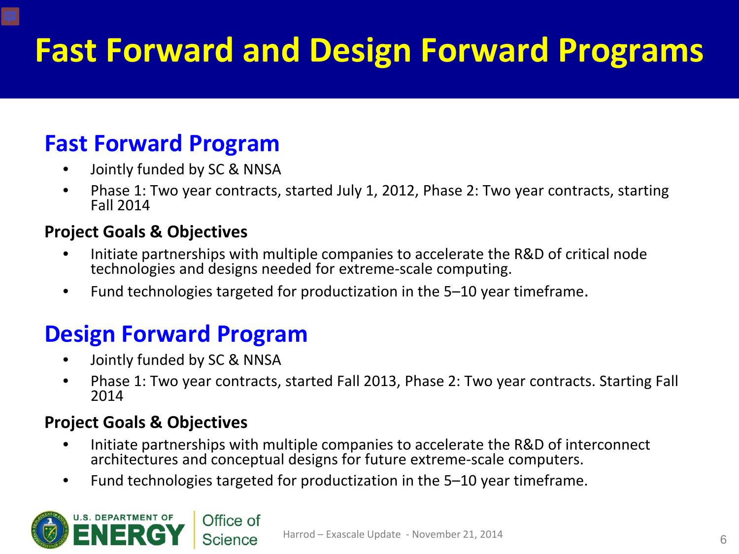# Fast Forward and Design Forward Programs

## Fast Forward Program

- Jointly funded by SC & NNSA
- Phase 1: Two year contracts, started July 1, 2012, Phase 2: Two year contracts, starting Fall 2014

**Project Goals & Objectives**

- Initiate partnerships with multiple companies to accelerate the R&D of critical node technologies and designs needed for extreme-scale computing.
- Fund technologies targeted for productization in the 5–10 year timeframe.

## Design Forward Program

- Jointly funded by SC & NNSA
- Phase 1: Two year contracts, started Fall 2013, Phase 2: Two year contracts. Starting Fall 2014

**Project Goals & Objectives**

- Initiate partnerships with multiple companies to accelerate the R&D of interconnect architectures and conceptual designs for future extreme-scale computers.
- Fund technologies targeted for productization in the 5–10 year timeframe.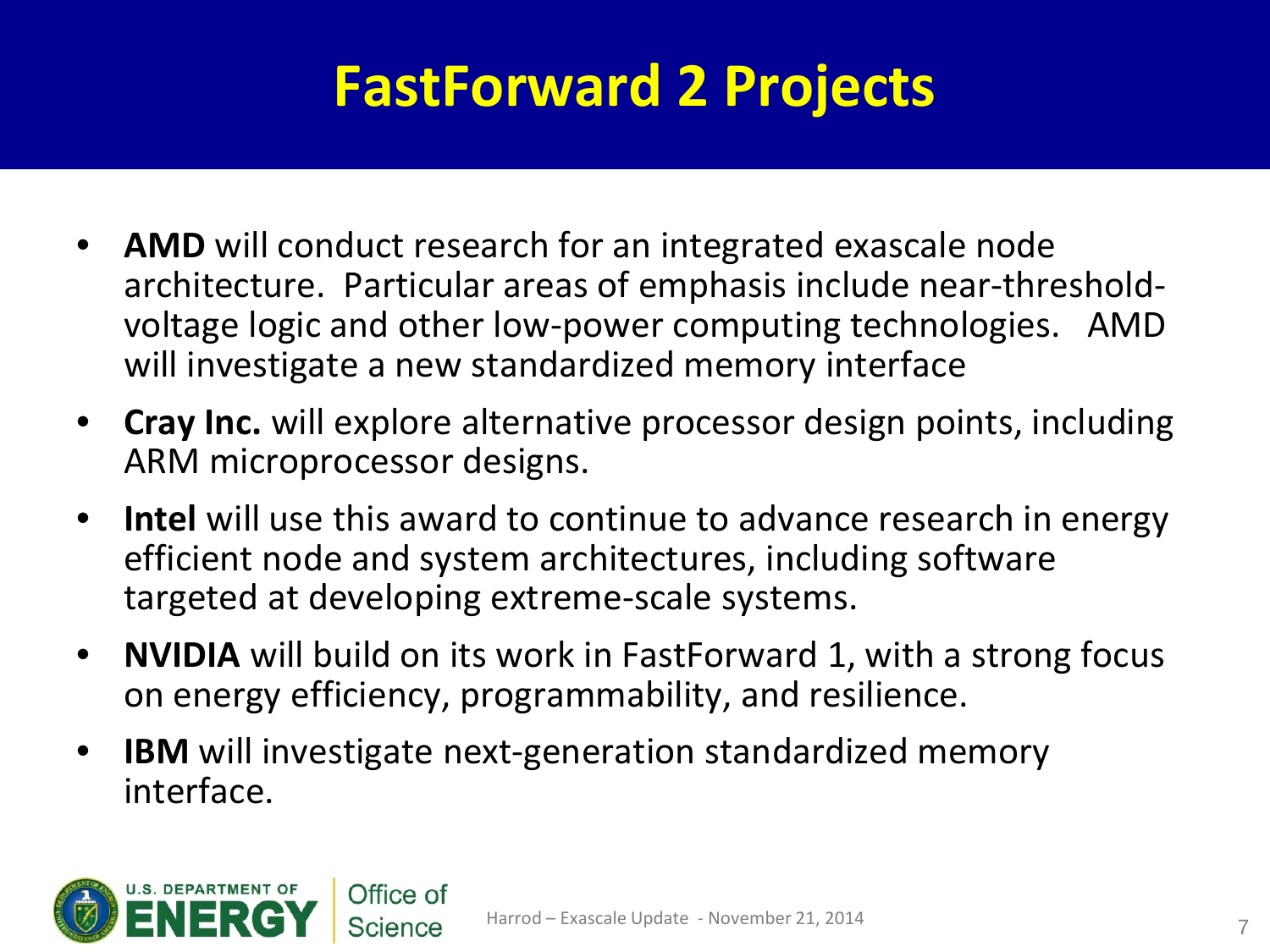# FastForward 2 Projects

- **AMD** will conduct research for an integrated exascale node architecture. Particular areas of emphasis include near-threshold-voltage logic and other low-power computing technologies. AMD will investigate a new standardized memory interface
- **Cray Inc.** will explore alternative processor design points, including ARM microprocessor designs.
- **Intel** will use this award to continue to advance research in energy efficient node and system architectures, including software targeted at developing extreme-scale systems.
- **NVIDIA** will build on its work in FastForward 1, with a strong focus on energy efficiency, programmability, and resilience.
- **IBM** will investigate next-generation standardized memory interface.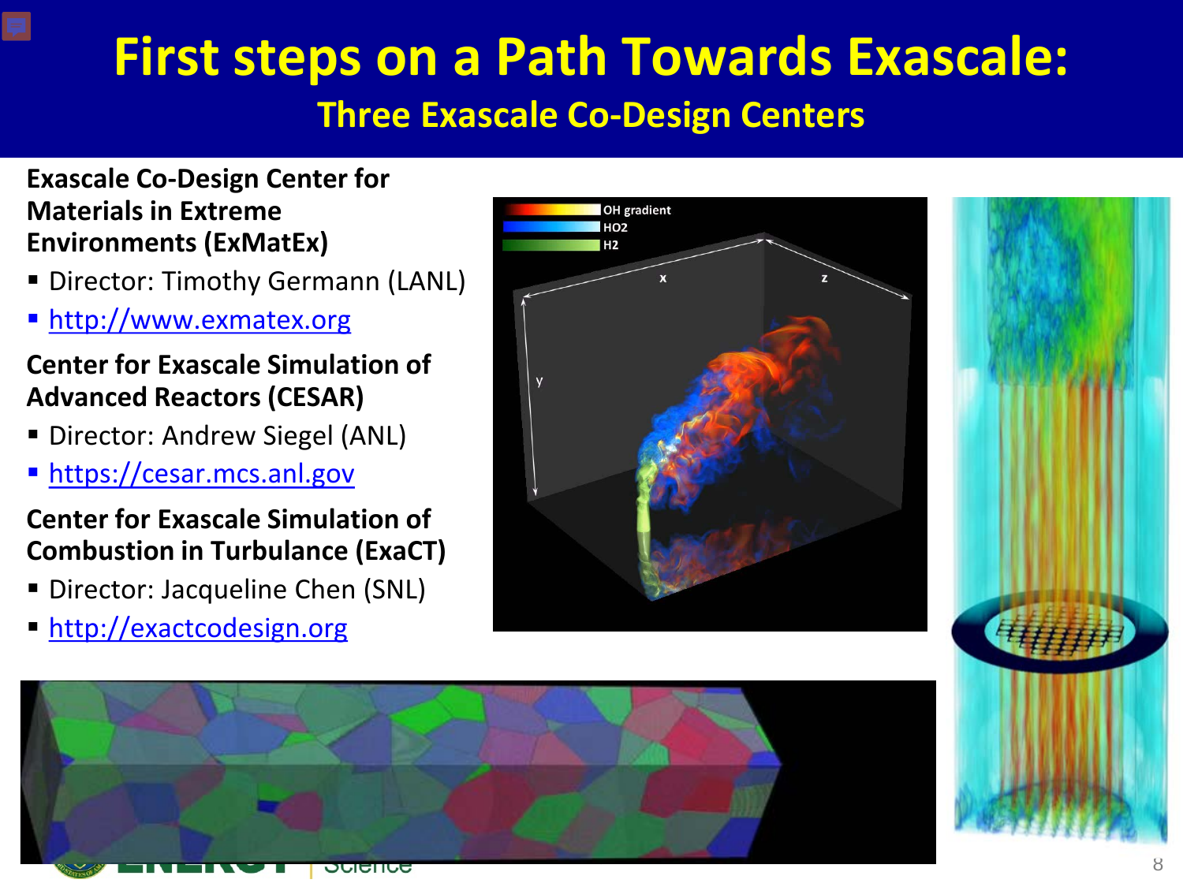# First steps on a Path Towards Exascale:

## Three Exascale Co-Design Centers

**Exascale Co-Design Center for Materials in Extreme Environments (ExMatEx)**

- Director: Timothy Germann (LANL)
- http://www.exmatex.org

**Center for Exascale Simulation of Advanced Reactors (CESAR)**

- Director: Andrew Siegel (ANL)
- https://cesar.mcs.anl.gov

**Center for Exascale Simulation of Combustion in Turbulance (ExaCT)**

- Director: Jacqueline Chen (SNL)
- http://exactcodesign.org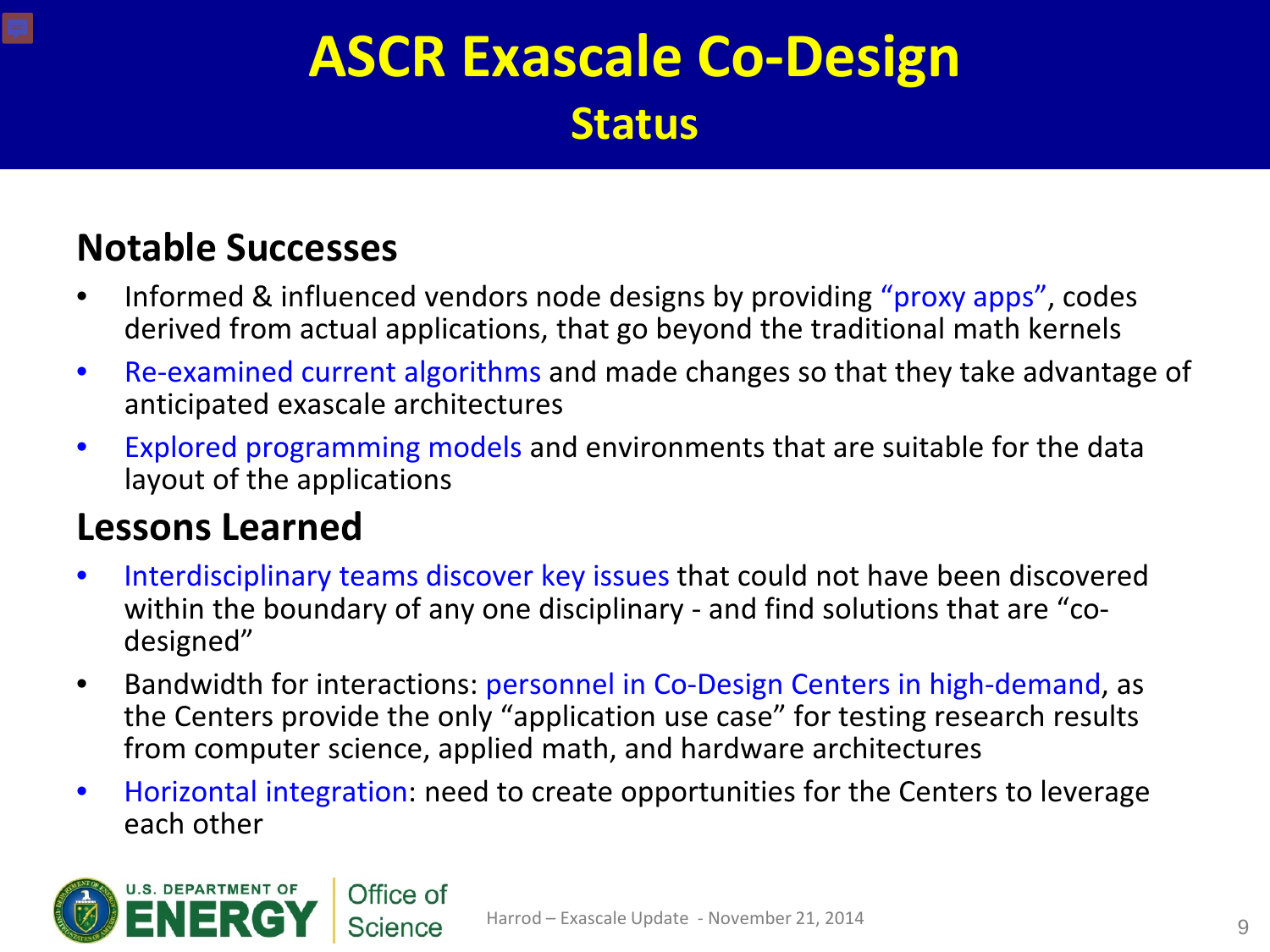# ASCR Exascale Co-Design

## Status

### Notable Successes

- Informed & influenced vendors node designs by providing "proxy apps", codes derived from actual applications, that go beyond the traditional math kernels
- Re-examined current algorithms and made changes so that they take advantage of anticipated exascale architectures
- Explored programming models and environments that are suitable for the data layout of the applications

### Lessons Learned

- Interdisciplinary teams discover key issues that could not have been discovered within the boundary of any one disciplinary - and find solutions that are "co-designed"
- Bandwidth for interactions: personnel in Co-Design Centers in high-demand, as the Centers provide the only "application use case" for testing research results from computer science, applied math, and hardware architectures
- Horizontal integration: need to create opportunities for the Centers to leverage each other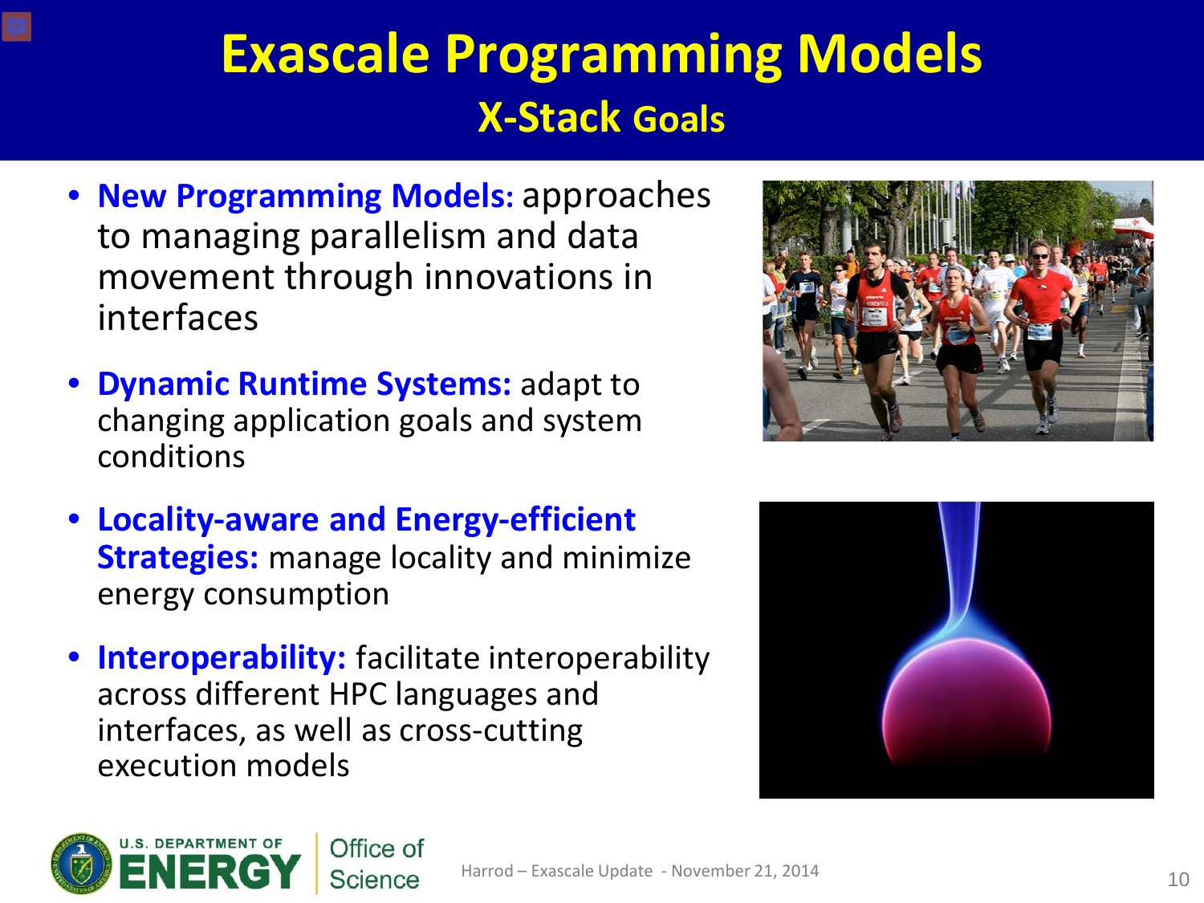# Exascale Programming Models

## X-Stack Goals

- **New Programming Models:** approaches to managing parallelism and data movement through innovations in interfaces
- **Dynamic Runtime Systems:** adapt to changing application goals and system conditions
- **Locality-aware and Energy-efficient Strategies:** manage locality and minimize energy consumption
- **Interoperability:** facilitate interoperability across different HPC languages and interfaces, as well as cross-cutting execution models

Harrod – Exascale Update - November 21, 2014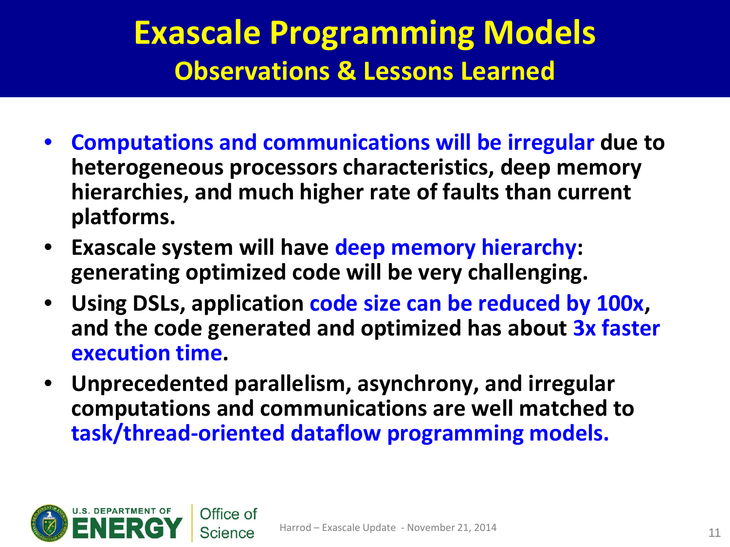# Exascale Programming Models

## Observations & Lessons Learned

- **Computations and communications will be irregular due to heterogeneous processors characteristics, deep memory hierarchies, and much higher rate of faults than current platforms.**
- **Exascale system will have deep memory hierarchy: generating optimized code will be very challenging.**
- **Using DSLs, application code size can be reduced by 100x, and the code generated and optimized has about 3x faster execution time.**
- **Unprecedented parallelism, asynchrony, and irregular computations and communications are well matched to task/thread-oriented dataflow programming models.**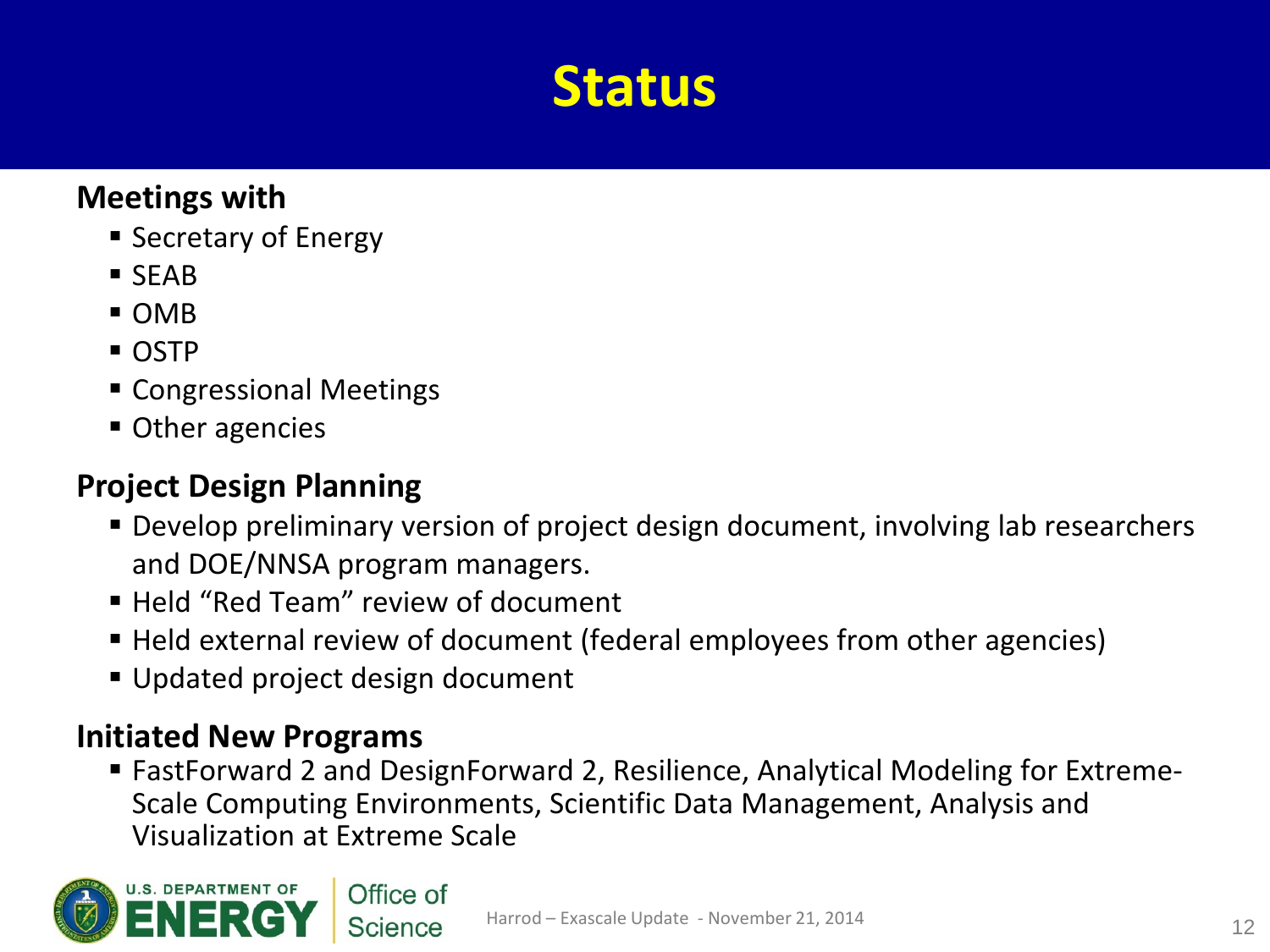# Status

**Meetings with**

- Secretary of Energy
- SEAB
- OMB
- OSTP
- Congressional Meetings
- Other agencies

**Project Design Planning**

- Develop preliminary version of project design document, involving lab researchers and DOE/NNSA program managers.
- Held "Red Team" review of document
- Held external review of document (federal employees from other agencies)
- Updated project design document

**Initiated New Programs**

- FastForward 2 and DesignForward 2, Resilience, Analytical Modeling for Extreme-Scale Computing Environments, Scientific Data Management, Analysis and Visualization at Extreme Scale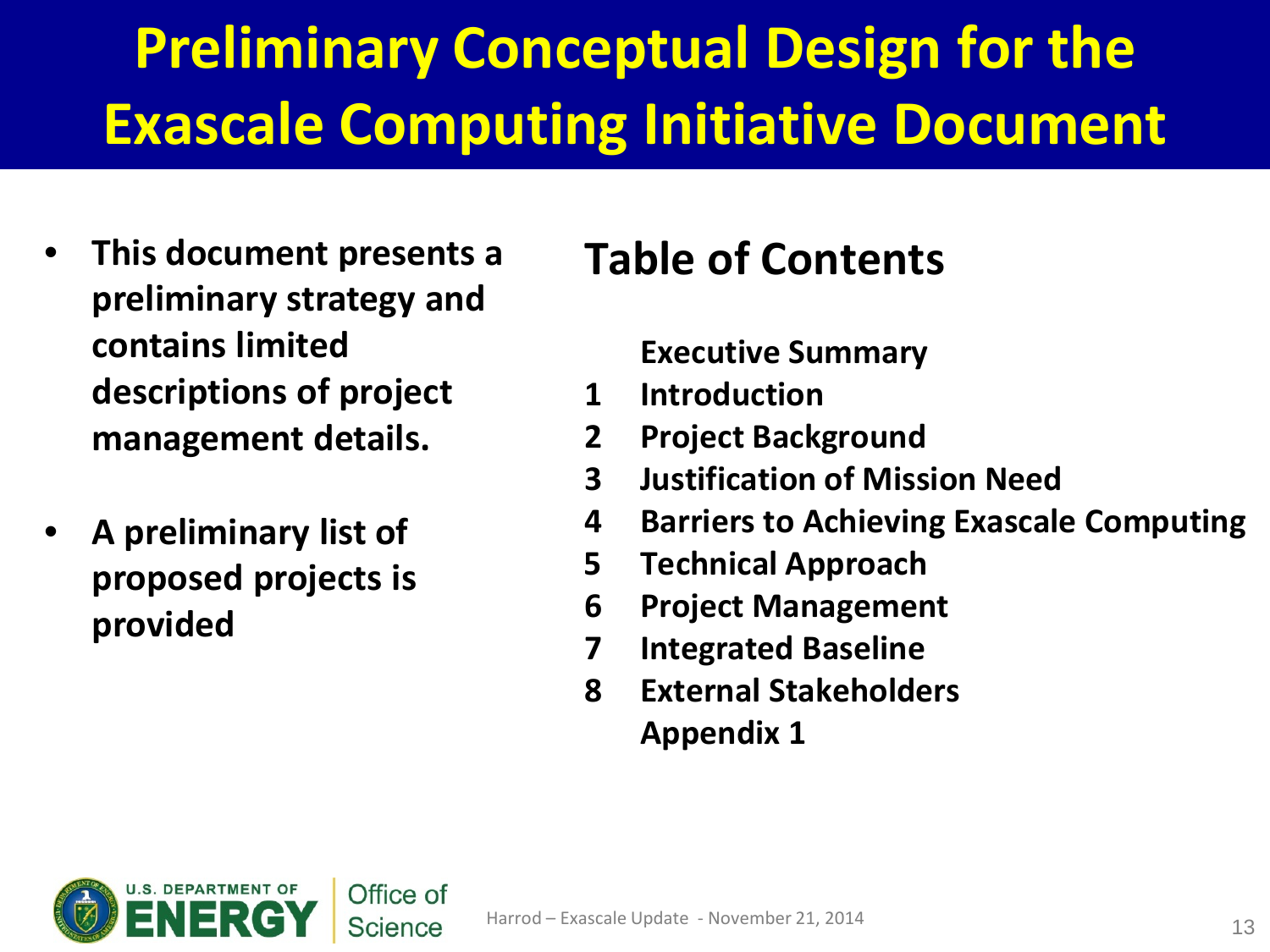# Preliminary Conceptual Design for the Exascale Computing Initiative Document

- **This document presents a preliminary strategy and contains limited descriptions of project management details.**
- **A preliminary list of proposed projects is provided**

## Table of Contents

**Executive Summary**

1. **Introduction**
2. **Project Background**
3. **Justification of Mission Need**
4. **Barriers to Achieving Exascale Computing**
5. **Technical Approach**
6. **Project Management**
7. **Integrated Baseline**
8. **External Stakeholders**

**Appendix 1**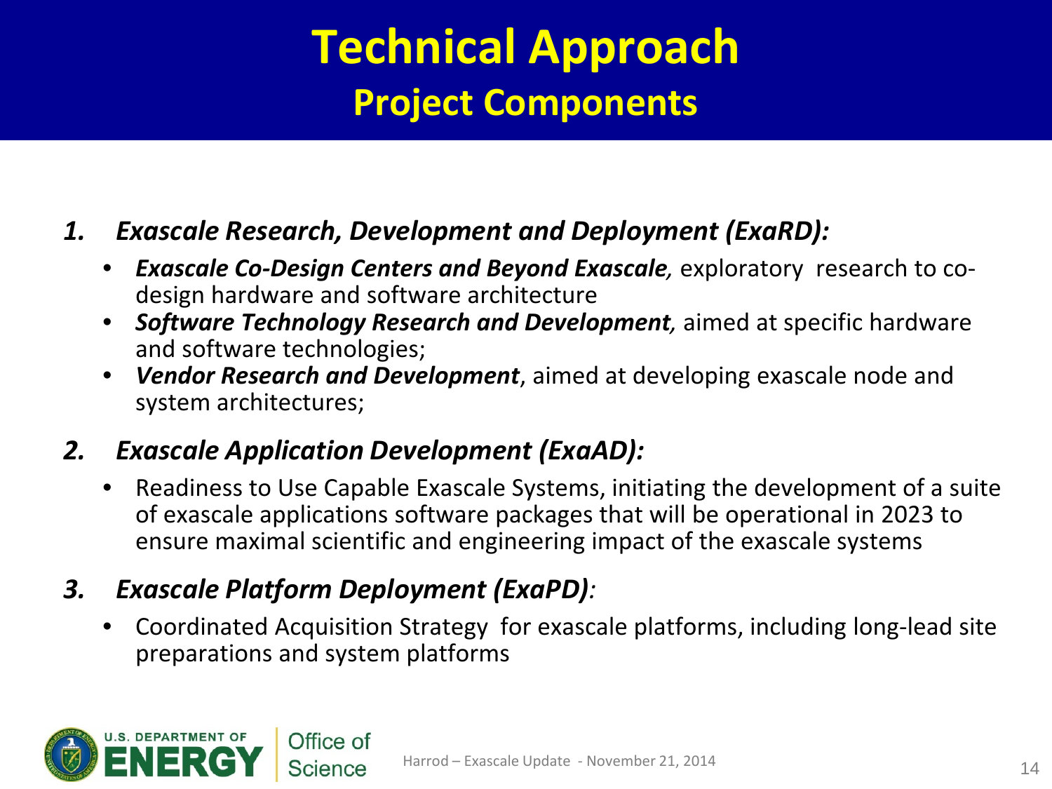# Technical Approach

## Project Components

1. ***Exascale Research, Development and Deployment (ExaRD):***
   - ***Exascale Co-Design Centers and Beyond Exascale,*** exploratory research to co-design hardware and software architecture
   - ***Software Technology Research and Development,*** aimed at specific hardware and software technologies;
   - ***Vendor Research and Development***, aimed at developing exascale node and system architectures;

2. ***Exascale Application Development (ExaAD):***
   - Readiness to Use Capable Exascale Systems, initiating the development of a suite of exascale applications software packages that will be operational in 2023 to ensure maximal scientific and engineering impact of the exascale systems

3. ***Exascale Platform Deployment (ExaPD):***
   - Coordinated Acquisition Strategy for exascale platforms, including long-lead site preparations and system platforms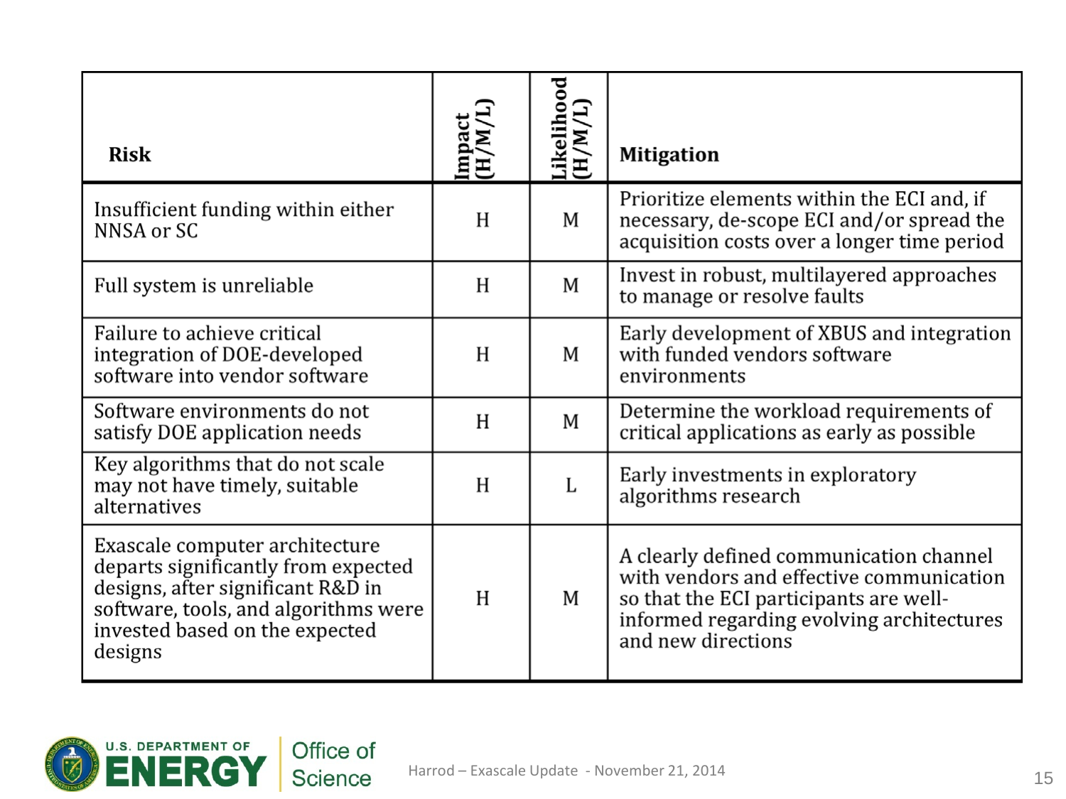| Risk | Impact (H/M/L) | Likelihood (H/M/L) | Mitigation |
| --- | --- | --- | --- |
| Insufficient funding within either NNSA or SC | H | M | Prioritize elements within the ECI and, if necessary, de-scope ECI and/or spread the acquisition costs over a longer time period |
| Full system is unreliable | H | M | Invest in robust, multilayered approaches to manage or resolve faults |
| Failure to achieve critical integration of DOE-developed software into vendor software | H | M | Early development of XBUS and integration with funded vendors software environments |
| Software environments do not satisfy DOE application needs | H | M | Determine the workload requirements of critical applications as early as possible |
| Key algorithms that do not scale may not have timely, suitable alternatives | H | L | Early investments in exploratory algorithms research |
| Exascale computer architecture departs significantly from expected designs, after significant R&D in software, tools, and algorithms were invested based on the expected designs | H | M | A clearly defined communication channel with vendors and effective communication so that the ECI participants are well-informed regarding evolving architectures and new directions |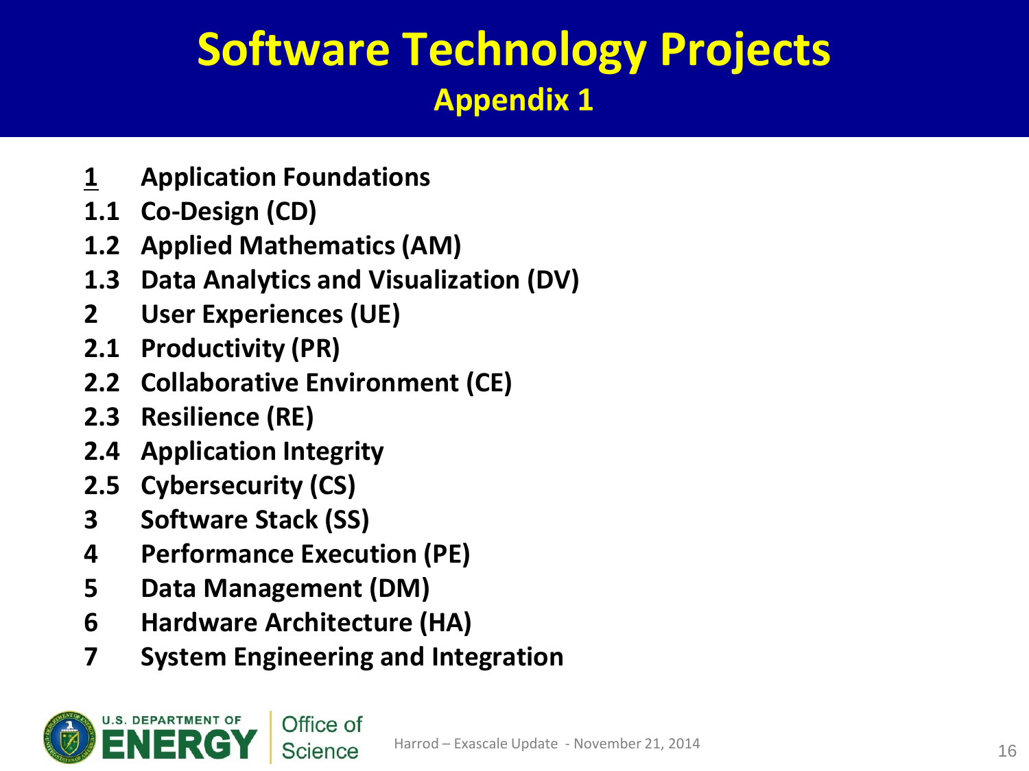# Software Technology Projects

## Appendix 1

**1 Application Foundations**

**1.1 Co-Design (CD)**

**1.2 Applied Mathematics (AM)**

**1.3 Data Analytics and Visualization (DV)**

**2 User Experiences (UE)**

**2.1 Productivity (PR)**

**2.2 Collaborative Environment (CE)**

**2.3 Resilience (RE)**

**2.4 Application Integrity**

**2.5 Cybersecurity (CS)**

**3 Software Stack (SS)**

**4 Performance Execution (PE)**

**5 Data Management (DM)**

**6 Hardware Architecture (HA)**

**7 System Engineering and Integration**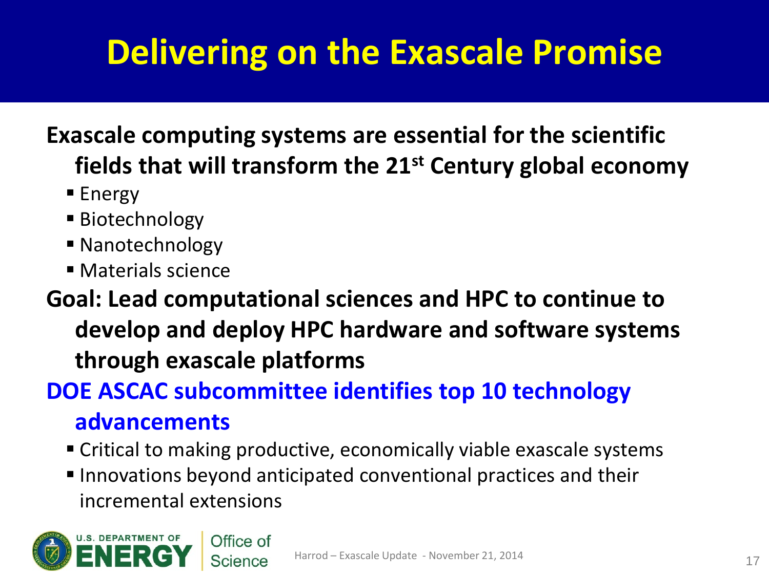# Delivering on the Exascale Promise

**Exascale computing systems are essential for the scientific fields that will transform the 21st Century global economy**

- Energy
- Biotechnology
- Nanotechnology
- Materials science

**Goal: Lead computational sciences and HPC to continue to develop and deploy HPC hardware and software systems through exascale platforms**

**DOE ASCAC subcommittee identifies top 10 technology advancements**

- Critical to making productive, economically viable exascale systems
- Innovations beyond anticipated conventional practices and their incremental extensions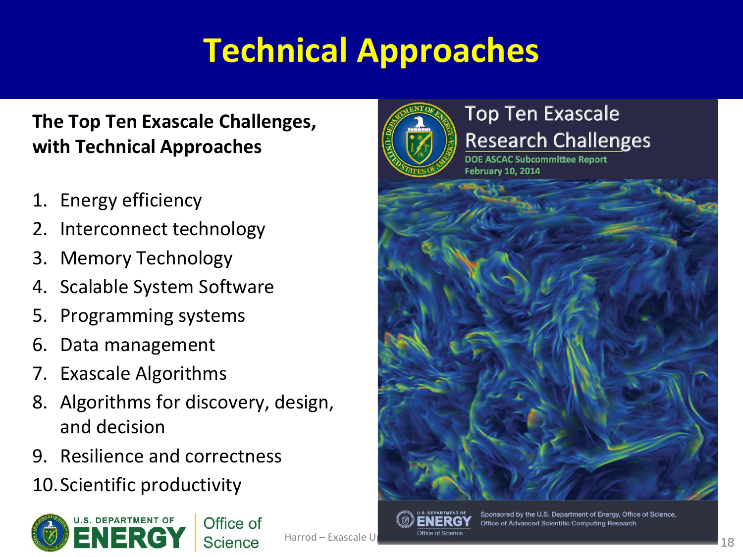# Technical Approaches

**The Top Ten Exascale Challenges, with Technical Approaches**

1. Energy efficiency
2. Interconnect technology
3. Memory Technology
4. Scalable System Software
5. Programming systems
6. Data management
7. Exascale Algorithms
8. Algorithms for discovery, design, and decision
9. Resilience and correctness
10. Scientific productivity

Top Ten Exascale Research Challenges

DOE ASCAC Subcommittee Report

February 10, 2014

Sponsored by the U.S. Department of Energy, Office of Science, Office of Advanced Scientific Computing Research